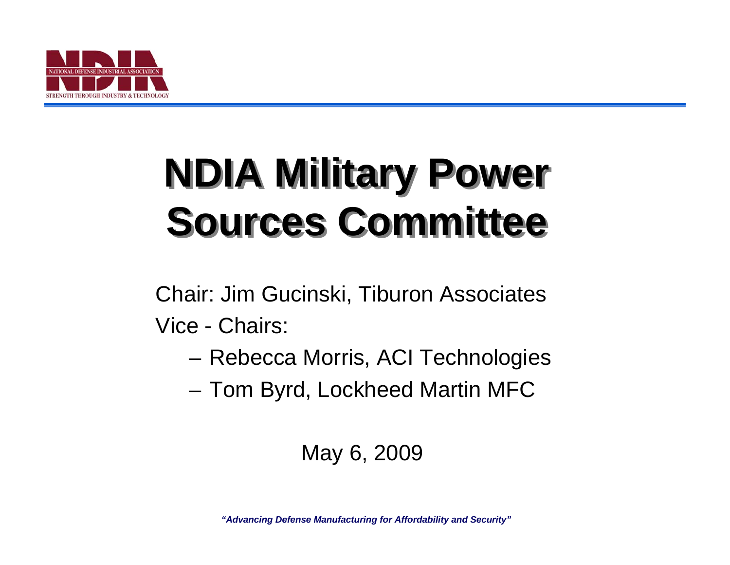NATIONAL DEFENSE INDUSTRIAL ASSOCIATION

STRENGTH THROUGH INDUSTRY & TECHNOLOGY

# NDIA Military Power Sources Committee

Chair: Jim Gucinski, Tiburon Associates

Vice - Chairs:

- Rebecca Morris, ACI Technologies
- Tom Byrd, Lockheed Martin MFC

May 6, 2009

*"Advancing Defense Manufacturing for Affordability and Security"*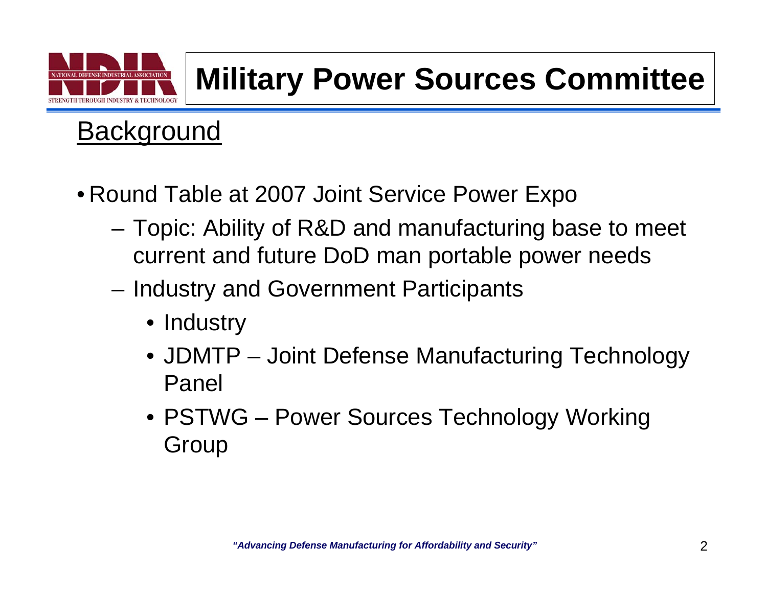# Military Power Sources Committee

## Background

- Round Table at 2007 Joint Service Power Expo
  - Topic: Ability of R&D and manufacturing base to meet current and future DoD man portable power needs
  - Industry and Government Participants
    - Industry
    - JDMTP – Joint Defense Manufacturing Technology Panel
    - PSTWG – Power Sources Technology Working Group

*"Advancing Defense Manufacturing for Affordability and Security"*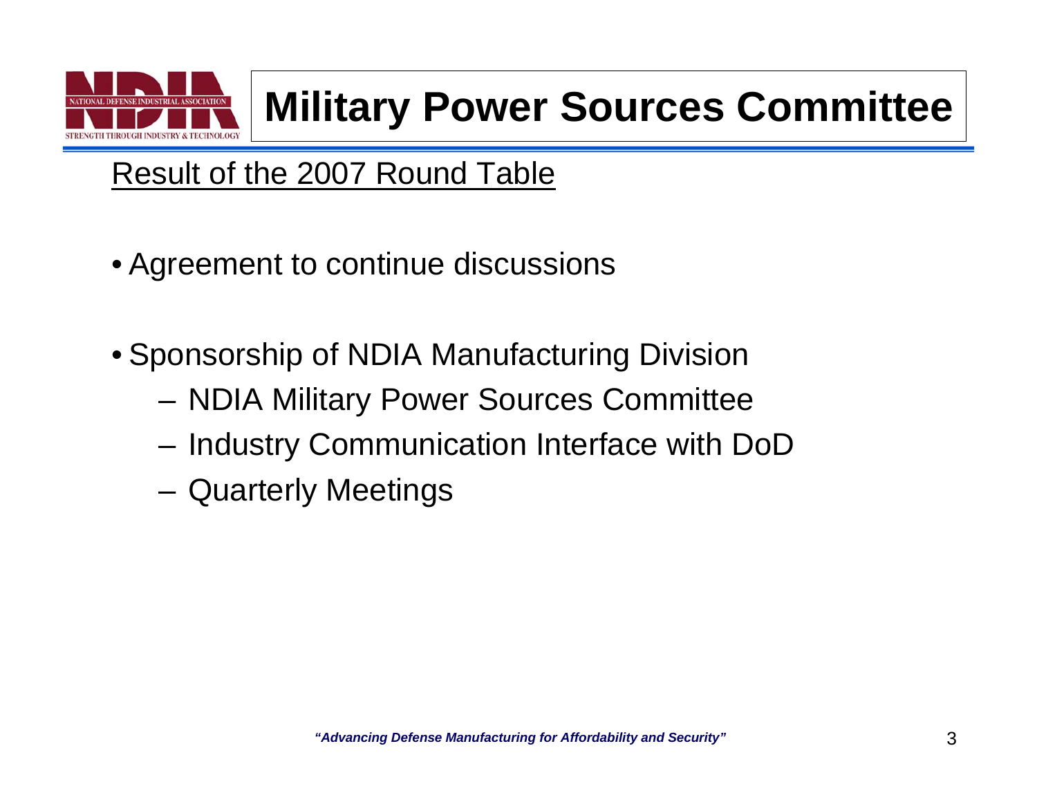# Military Power Sources Committee

## Result of the 2007 Round Table

- Agreement to continue discussions
- Sponsorship of NDIA Manufacturing Division
  - NDIA Military Power Sources Committee
  - Industry Communication Interface with DoD
  - Quarterly Meetings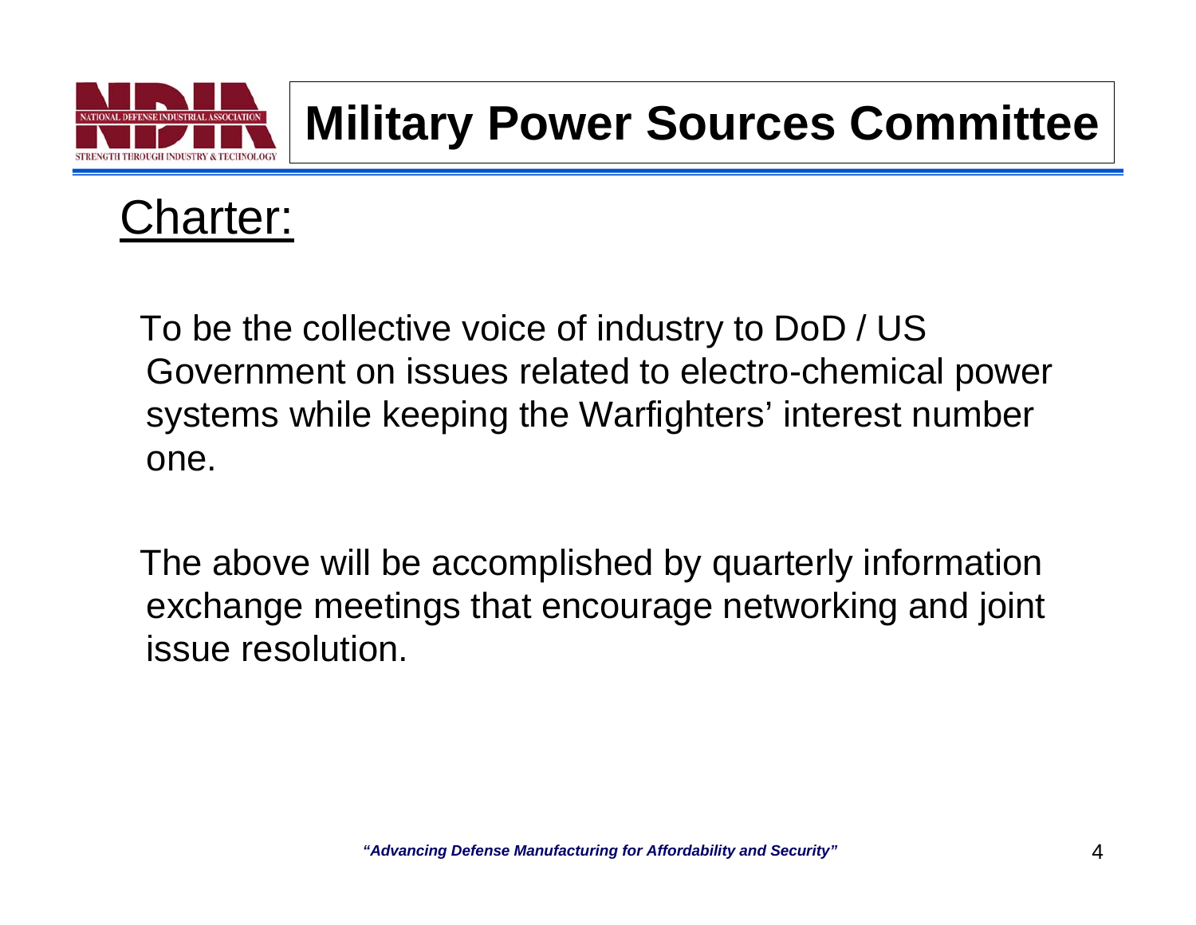# Military Power Sources Committee

## Charter:

To be the collective voice of industry to DoD / US Government on issues related to electro-chemical power systems while keeping the Warfighters' interest number one.

The above will be accomplished by quarterly information exchange meetings that encourage networking and joint issue resolution.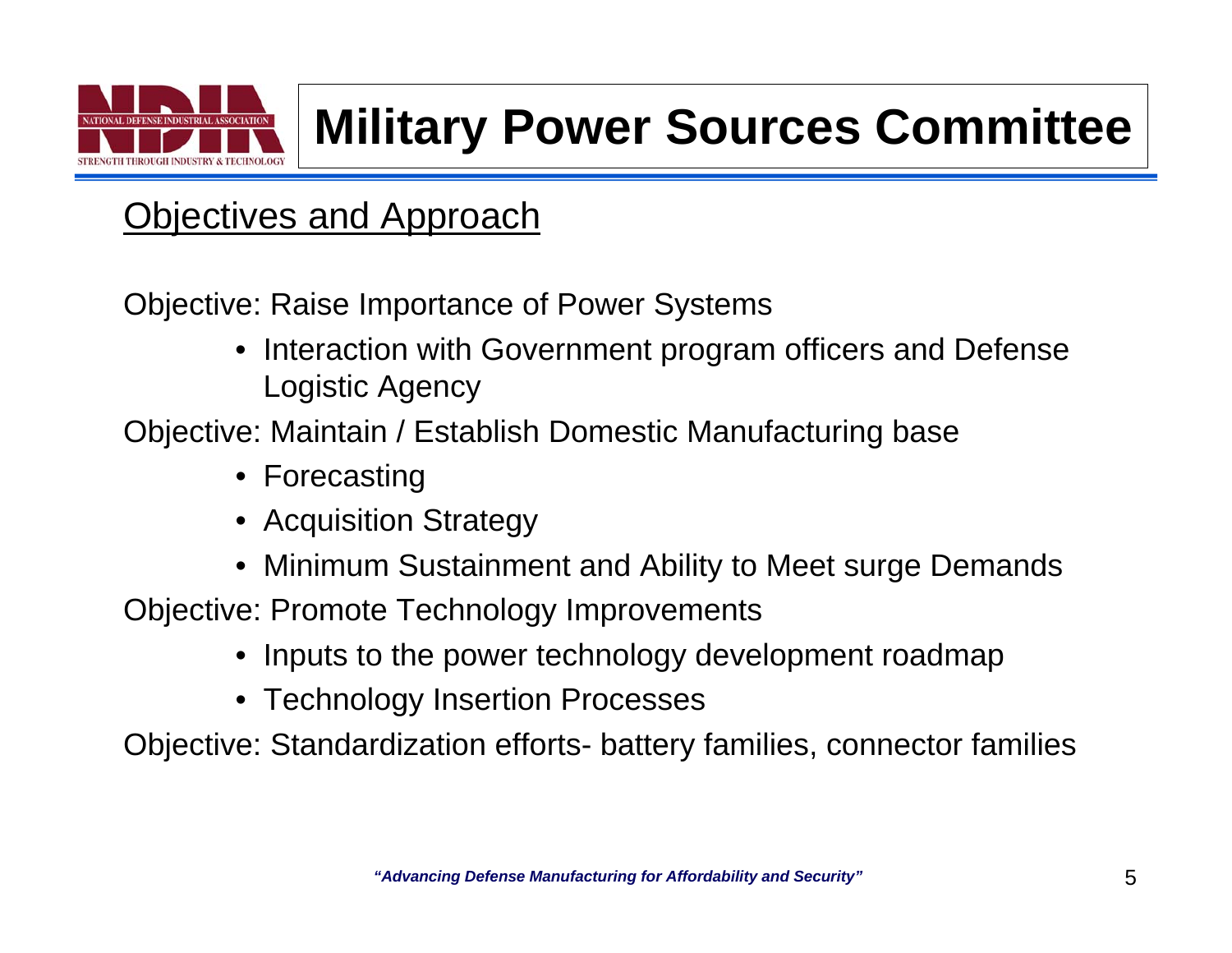# Military Power Sources Committee

## Objectives and Approach

Objective: Raise Importance of Power Systems

- Interaction with Government program officers and Defense Logistic Agency

Objective: Maintain / Establish Domestic Manufacturing base

- Forecasting
- Acquisition Strategy
- Minimum Sustainment and Ability to Meet surge Demands

Objective: Promote Technology Improvements

- Inputs to the power technology development roadmap
- Technology Insertion Processes

Objective: Standardization efforts- battery families, connector families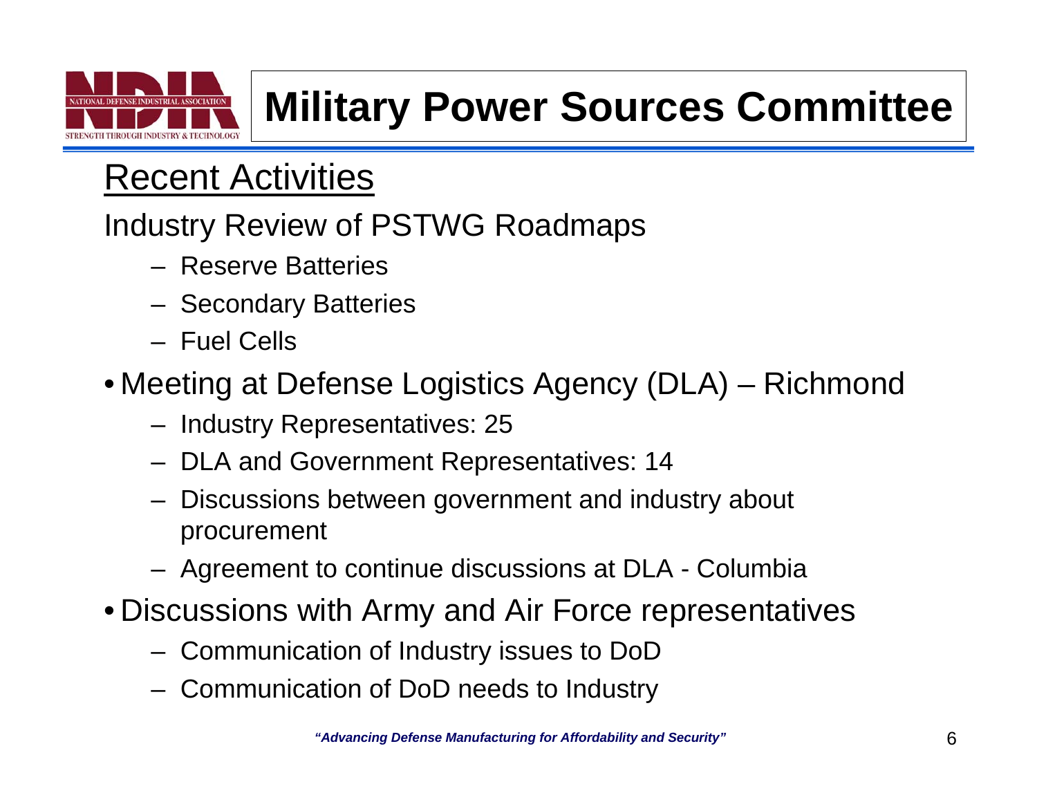# Military Power Sources Committee

## Recent Activities

Industry Review of PSTWG Roadmaps

- Reserve Batteries
- Secondary Batteries
- Fuel Cells

- Meeting at Defense Logistics Agency (DLA) – Richmond
  - Industry Representatives: 25
  - DLA and Government Representatives: 14
  - Discussions between government and industry about procurement
  - Agreement to continue discussions at DLA - Columbia
- Discussions with Army and Air Force representatives
  - Communication of Industry issues to DoD
  - Communication of DoD needs to Industry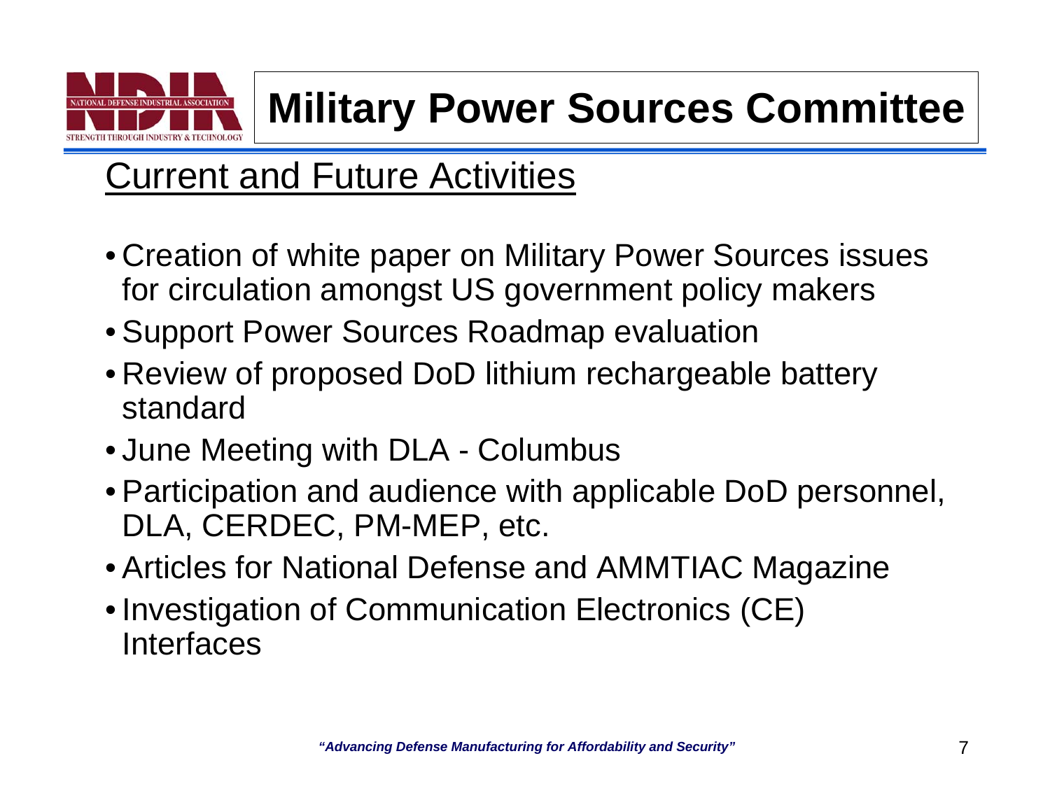# Military Power Sources Committee

## Current and Future Activities

- Creation of white paper on Military Power Sources issues for circulation amongst US government policy makers
- Support Power Sources Roadmap evaluation
- Review of proposed DoD lithium rechargeable battery standard
- June Meeting with DLA - Columbus
- Participation and audience with applicable DoD personnel, DLA, CERDEC, PM-MEP, etc.
- Articles for National Defense and AMMTIAC Magazine
- Investigation of Communication Electronics (CE) Interfaces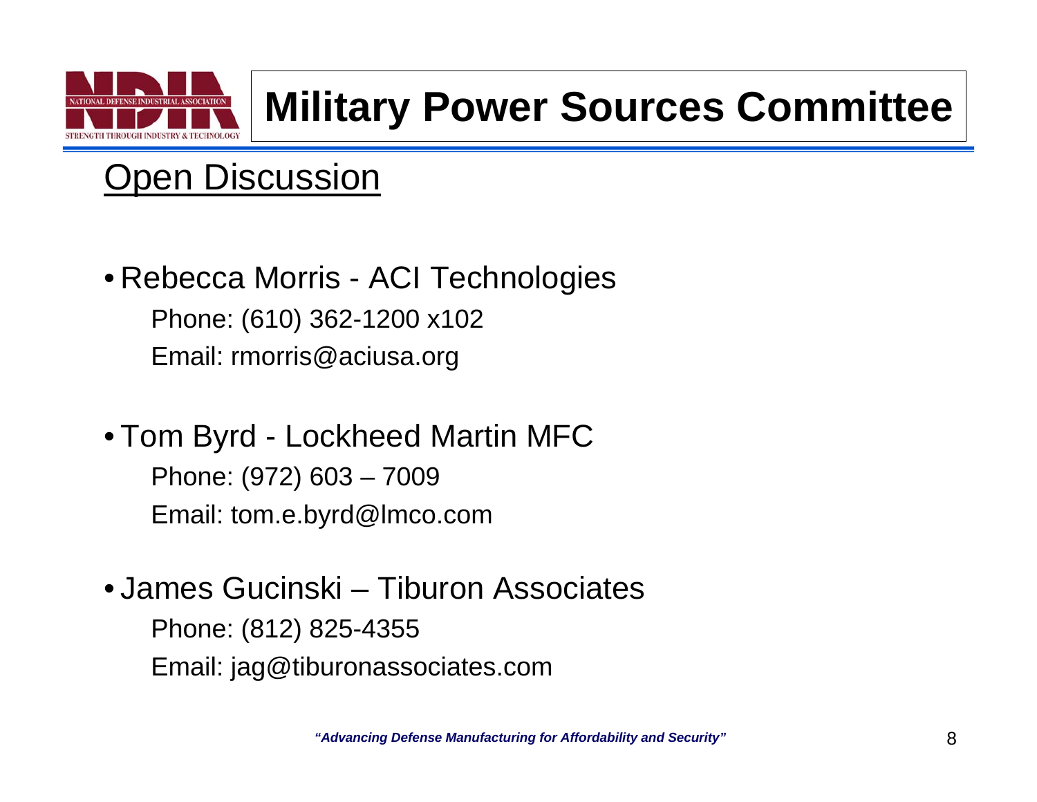# Military Power Sources Committee

## Open Discussion

- Rebecca Morris - ACI Technologies
  
  Phone: (610) 362-1200 x102
  
  Email: rmorris@aciusa.org

- Tom Byrd - Lockheed Martin MFC
  
  Phone: (972) 603 – 7009
  
  Email: tom.e.byrd@lmco.com

- James Gucinski – Tiburon Associates
  
  Phone: (812) 825-4355
  
  Email: jag@tiburonassociates.com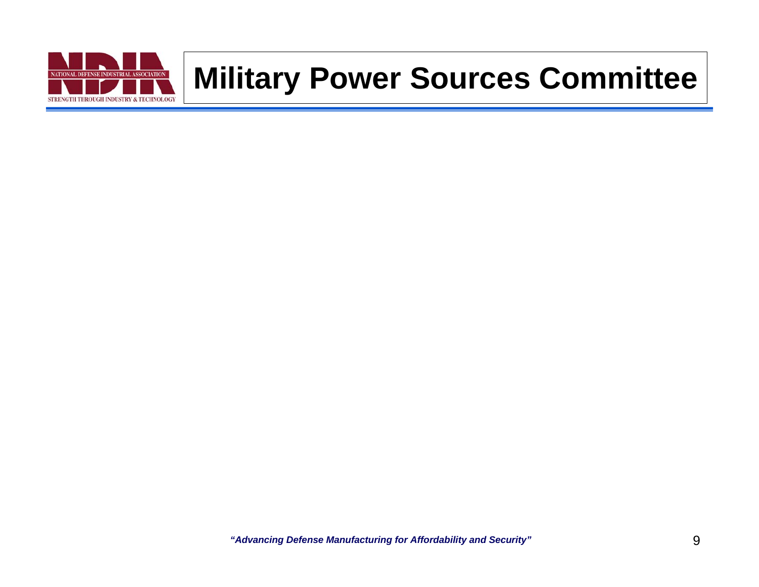# Military Power Sources Committee